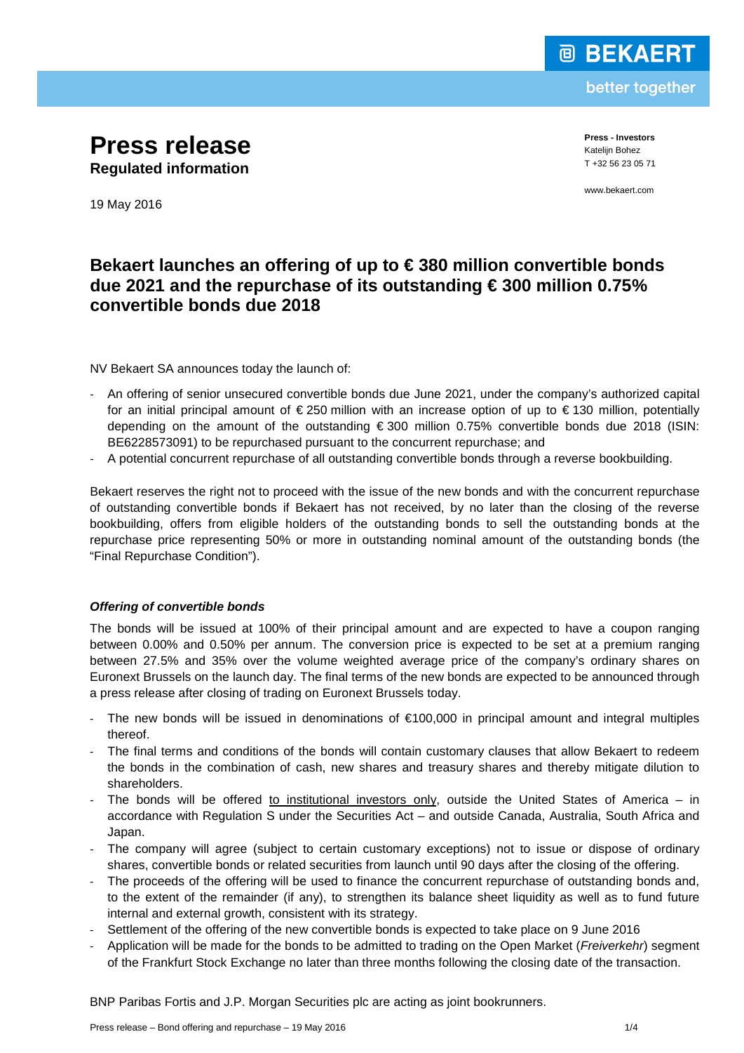# Press release

**Regulated information**

19 May 2016

**Press - Investors**
Katelijn Bohez
T +32 56 23 05 71

www.bekaert.com

## Bekaert launches an offering of up to € 380 million convertible bonds due 2021 and the repurchase of its outstanding € 300 million 0.75% convertible bonds due 2018

NV Bekaert SA announces today the launch of:

- An offering of senior unsecured convertible bonds due June 2021, under the company's authorized capital for an initial principal amount of € 250 million with an increase option of up to € 130 million, potentially depending on the amount of the outstanding € 300 million 0.75% convertible bonds due 2018 (ISIN: BE6228573091) to be repurchased pursuant to the concurrent repurchase; and
- A potential concurrent repurchase of all outstanding convertible bonds through a reverse bookbuilding.

Bekaert reserves the right not to proceed with the issue of the new bonds and with the concurrent repurchase of outstanding convertible bonds if Bekaert has not received, by no later than the closing of the reverse bookbuilding, offers from eligible holders of the outstanding bonds to sell the outstanding bonds at the repurchase price representing 50% or more in outstanding nominal amount of the outstanding bonds (the "Final Repurchase Condition").

### *Offering of convertible bonds*

The bonds will be issued at 100% of their principal amount and are expected to have a coupon ranging between 0.00% and 0.50% per annum. The conversion price is expected to be set at a premium ranging between 27.5% and 35% over the volume weighted average price of the company's ordinary shares on Euronext Brussels on the launch day. The final terms of the new bonds are expected to be announced through a press release after closing of trading on Euronext Brussels today.

- The new bonds will be issued in denominations of €100,000 in principal amount and integral multiples thereof.
- The final terms and conditions of the bonds will contain customary clauses that allow Bekaert to redeem the bonds in the combination of cash, new shares and treasury shares and thereby mitigate dilution to shareholders.
- The bonds will be offered to institutional investors only, outside the United States of America – in accordance with Regulation S under the Securities Act – and outside Canada, Australia, South Africa and Japan.
- The company will agree (subject to certain customary exceptions) not to issue or dispose of ordinary shares, convertible bonds or related securities from launch until 90 days after the closing of the offering.
- The proceeds of the offering will be used to finance the concurrent repurchase of outstanding bonds and, to the extent of the remainder (if any), to strengthen its balance sheet liquidity as well as to fund future internal and external growth, consistent with its strategy.
- Settlement of the offering of the new convertible bonds is expected to take place on 9 June 2016
- Application will be made for the bonds to be admitted to trading on the Open Market (*Freiverkehr*) segment of the Frankfurt Stock Exchange no later than three months following the closing date of the transaction.

BNP Paribas Fortis and J.P. Morgan Securities plc are acting as joint bookrunners.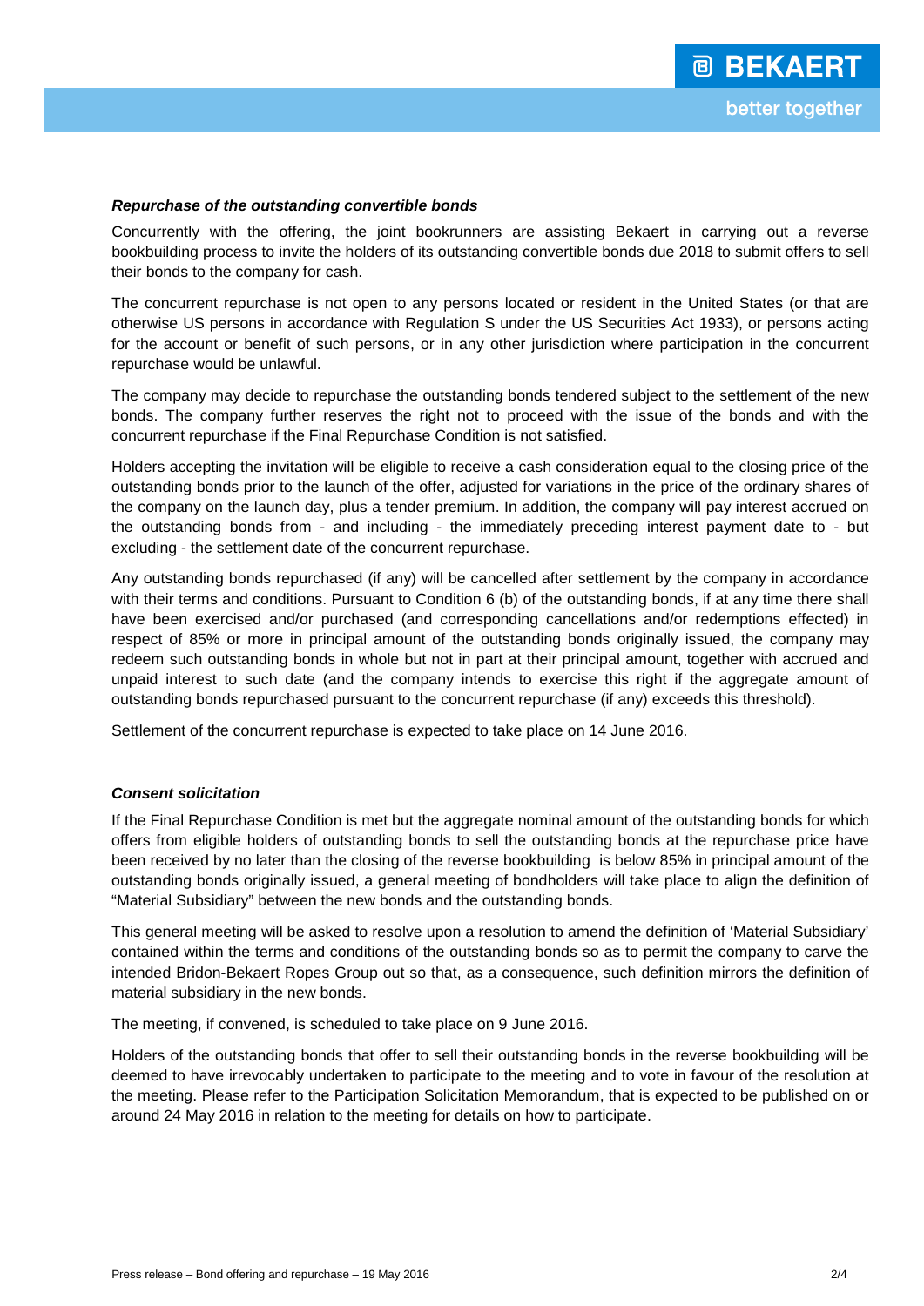***Repurchase of the outstanding convertible bonds***

Concurrently with the offering, the joint bookrunners are assisting Bekaert in carrying out a reverse bookbuilding process to invite the holders of its outstanding convertible bonds due 2018 to submit offers to sell their bonds to the company for cash.

The concurrent repurchase is not open to any persons located or resident in the United States (or that are otherwise US persons in accordance with Regulation S under the US Securities Act 1933), or persons acting for the account or benefit of such persons, or in any other jurisdiction where participation in the concurrent repurchase would be unlawful.

The company may decide to repurchase the outstanding bonds tendered subject to the settlement of the new bonds. The company further reserves the right not to proceed with the issue of the bonds and with the concurrent repurchase if the Final Repurchase Condition is not satisfied.

Holders accepting the invitation will be eligible to receive a cash consideration equal to the closing price of the outstanding bonds prior to the launch of the offer, adjusted for variations in the price of the ordinary shares of the company on the launch day, plus a tender premium. In addition, the company will pay interest accrued on the outstanding bonds from - and including - the immediately preceding interest payment date to - but excluding - the settlement date of the concurrent repurchase.

Any outstanding bonds repurchased (if any) will be cancelled after settlement by the company in accordance with their terms and conditions. Pursuant to Condition 6 (b) of the outstanding bonds, if at any time there shall have been exercised and/or purchased (and corresponding cancellations and/or redemptions effected) in respect of 85% or more in principal amount of the outstanding bonds originally issued, the company may redeem such outstanding bonds in whole but not in part at their principal amount, together with accrued and unpaid interest to such date (and the company intends to exercise this right if the aggregate amount of outstanding bonds repurchased pursuant to the concurrent repurchase (if any) exceeds this threshold).

Settlement of the concurrent repurchase is expected to take place on 14 June 2016.

***Consent solicitation***

If the Final Repurchase Condition is met but the aggregate nominal amount of the outstanding bonds for which offers from eligible holders of outstanding bonds to sell the outstanding bonds at the repurchase price have been received by no later than the closing of the reverse bookbuilding is below 85% in principal amount of the outstanding bonds originally issued, a general meeting of bondholders will take place to align the definition of "Material Subsidiary" between the new bonds and the outstanding bonds.

This general meeting will be asked to resolve upon a resolution to amend the definition of 'Material Subsidiary' contained within the terms and conditions of the outstanding bonds so as to permit the company to carve the intended Bridon-Bekaert Ropes Group out so that, as a consequence, such definition mirrors the definition of material subsidiary in the new bonds.

The meeting, if convened, is scheduled to take place on 9 June 2016.

Holders of the outstanding bonds that offer to sell their outstanding bonds in the reverse bookbuilding will be deemed to have irrevocably undertaken to participate to the meeting and to vote in favour of the resolution at the meeting. Please refer to the Participation Solicitation Memorandum, that is expected to be published on or around 24 May 2016 in relation to the meeting for details on how to participate.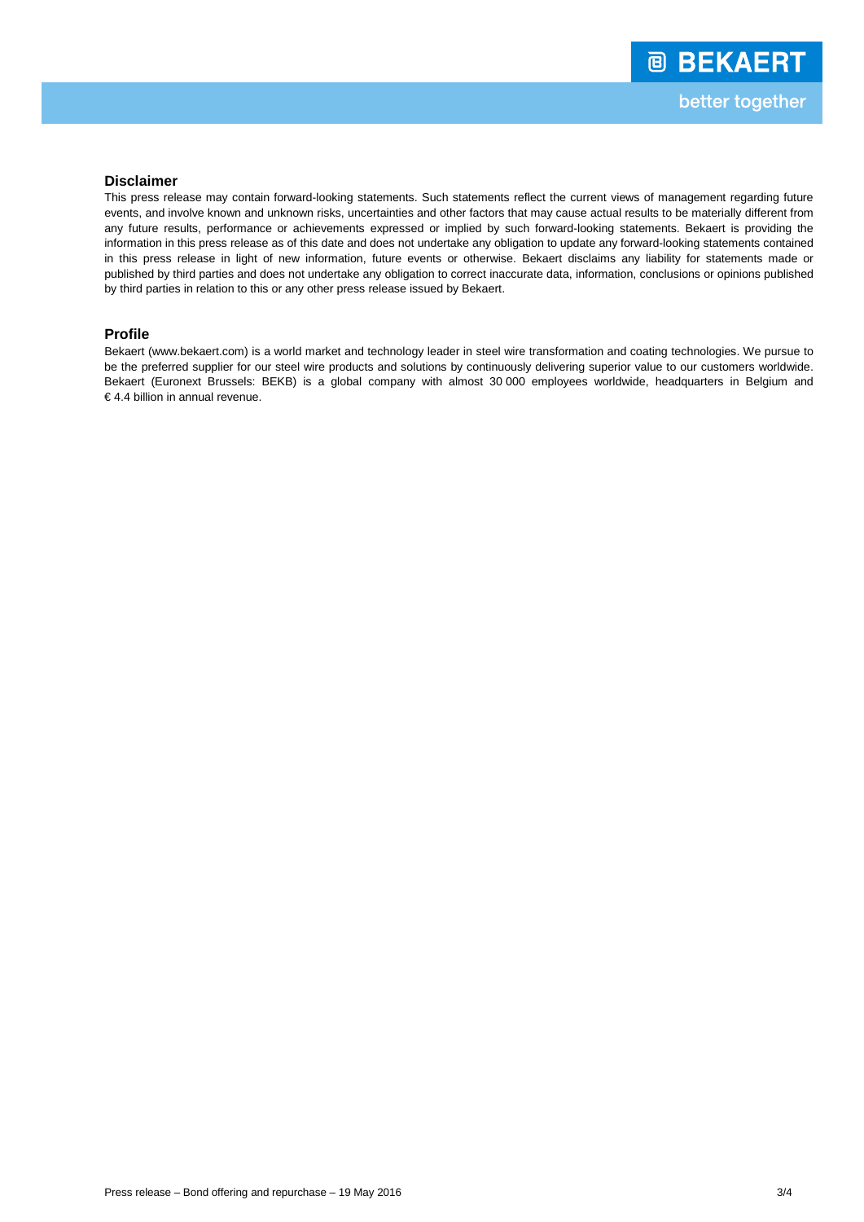## Disclaimer

This press release may contain forward-looking statements. Such statements reflect the current views of management regarding future events, and involve known and unknown risks, uncertainties and other factors that may cause actual results to be materially different from any future results, performance or achievements expressed or implied by such forward-looking statements. Bekaert is providing the information in this press release as of this date and does not undertake any obligation to update any forward-looking statements contained in this press release in light of new information, future events or otherwise. Bekaert disclaims any liability for statements made or published by third parties and does not undertake any obligation to correct inaccurate data, information, conclusions or opinions published by third parties in relation to this or any other press release issued by Bekaert.

## Profile

Bekaert (www.bekaert.com) is a world market and technology leader in steel wire transformation and coating technologies. We pursue to be the preferred supplier for our steel wire products and solutions by continuously delivering superior value to our customers worldwide. Bekaert (Euronext Brussels: BEKB) is a global company with almost 30 000 employees worldwide, headquarters in Belgium and € 4.4 billion in annual revenue.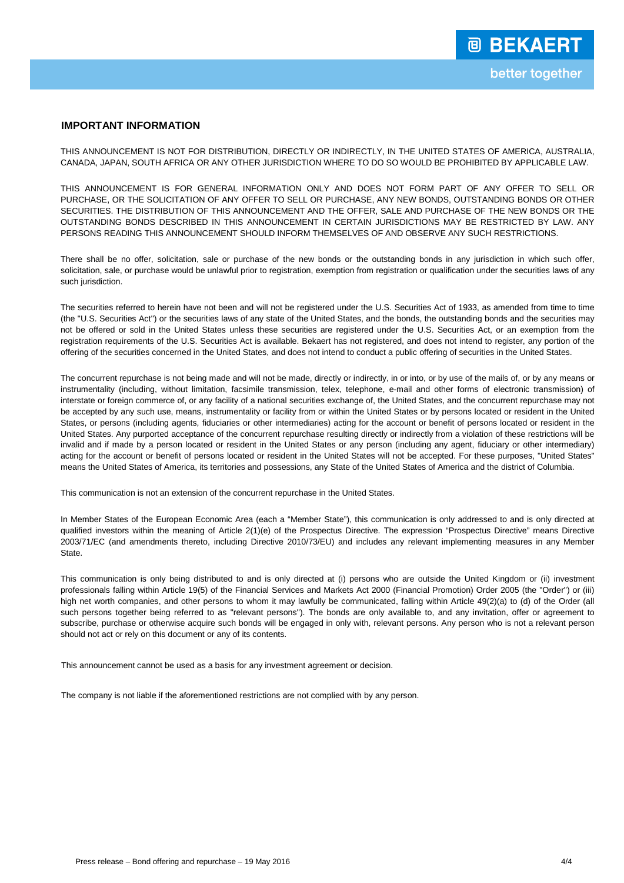## IMPORTANT INFORMATION

THIS ANNOUNCEMENT IS NOT FOR DISTRIBUTION, DIRECTLY OR INDIRECTLY, IN THE UNITED STATES OF AMERICA, AUSTRALIA, CANADA, JAPAN, SOUTH AFRICA OR ANY OTHER JURISDICTION WHERE TO DO SO WOULD BE PROHIBITED BY APPLICABLE LAW.

THIS ANNOUNCEMENT IS FOR GENERAL INFORMATION ONLY AND DOES NOT FORM PART OF ANY OFFER TO SELL OR PURCHASE, OR THE SOLICITATION OF ANY OFFER TO SELL OR PURCHASE, ANY NEW BONDS, OUTSTANDING BONDS OR OTHER SECURITIES. THE DISTRIBUTION OF THIS ANNOUNCEMENT AND THE OFFER, SALE AND PURCHASE OF THE NEW BONDS OR THE OUTSTANDING BONDS DESCRIBED IN THIS ANNOUNCEMENT IN CERTAIN JURISDICTIONS MAY BE RESTRICTED BY LAW. ANY PERSONS READING THIS ANNOUNCEMENT SHOULD INFORM THEMSELVES OF AND OBSERVE ANY SUCH RESTRICTIONS.

There shall be no offer, solicitation, sale or purchase of the new bonds or the outstanding bonds in any jurisdiction in which such offer, solicitation, sale, or purchase would be unlawful prior to registration, exemption from registration or qualification under the securities laws of any such jurisdiction.

The securities referred to herein have not been and will not be registered under the U.S. Securities Act of 1933, as amended from time to time (the "U.S. Securities Act") or the securities laws of any state of the United States, and the bonds, the outstanding bonds and the securities may not be offered or sold in the United States unless these securities are registered under the U.S. Securities Act, or an exemption from the registration requirements of the U.S. Securities Act is available. Bekaert has not registered, and does not intend to register, any portion of the offering of the securities concerned in the United States, and does not intend to conduct a public offering of securities in the United States.

The concurrent repurchase is not being made and will not be made, directly or indirectly, in or into, or by use of the mails of, or by any means or instrumentality (including, without limitation, facsimile transmission, telex, telephone, e-mail and other forms of electronic transmission) of interstate or foreign commerce of, or any facility of a national securities exchange of, the United States, and the concurrent repurchase may not be accepted by any such use, means, instrumentality or facility from or within the United States or by persons located or resident in the United States, or persons (including agents, fiduciaries or other intermediaries) acting for the account or benefit of persons located or resident in the United States. Any purported acceptance of the concurrent repurchase resulting directly or indirectly from a violation of these restrictions will be invalid and if made by a person located or resident in the United States or any person (including any agent, fiduciary or other intermediary) acting for the account or benefit of persons located or resident in the United States will not be accepted. For these purposes, "United States" means the United States of America, its territories and possessions, any State of the United States of America and the district of Columbia.

This communication is not an extension of the concurrent repurchase in the United States.

In Member States of the European Economic Area (each a "Member State"), this communication is only addressed to and is only directed at qualified investors within the meaning of Article 2(1)(e) of the Prospectus Directive. The expression "Prospectus Directive" means Directive 2003/71/EC (and amendments thereto, including Directive 2010/73/EU) and includes any relevant implementing measures in any Member State.

This communication is only being distributed to and is only directed at (i) persons who are outside the United Kingdom or (ii) investment professionals falling within Article 19(5) of the Financial Services and Markets Act 2000 (Financial Promotion) Order 2005 (the "Order") or (iii) high net worth companies, and other persons to whom it may lawfully be communicated, falling within Article 49(2)(a) to (d) of the Order (all such persons together being referred to as "relevant persons"). The bonds are only available to, and any invitation, offer or agreement to subscribe, purchase or otherwise acquire such bonds will be engaged in only with, relevant persons. Any person who is not a relevant person should not act or rely on this document or any of its contents.

This announcement cannot be used as a basis for any investment agreement or decision.

The company is not liable if the aforementioned restrictions are not complied with by any person.